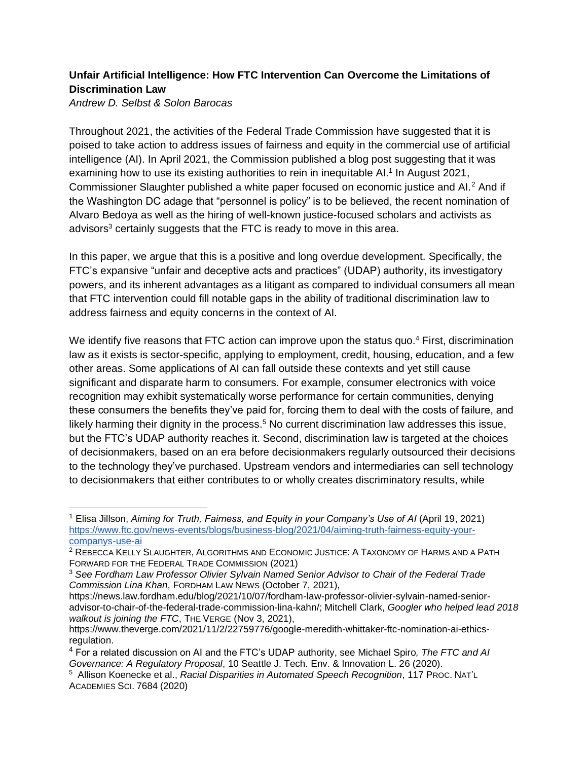**Unfair Artificial Intelligence: How FTC Intervention Can Overcome the Limitations of Discrimination Law**

*Andrew D. Selbst & Solon Barocas*

Throughout 2021, the activities of the Federal Trade Commission have suggested that it is poised to take action to address issues of fairness and equity in the commercial use of artificial intelligence (AI). In April 2021, the Commission published a blog post suggesting that it was examining how to use its existing authorities to rein in inequitable AI.[1] In August 2021, Commissioner Slaughter published a white paper focused on economic justice and AI.[2] And if the Washington DC adage that "personnel is policy" is to be believed, the recent nomination of Alvaro Bedoya as well as the hiring of well-known justice-focused scholars and activists as advisors[3] certainly suggests that the FTC is ready to move in this area.

In this paper, we argue that this is a positive and long overdue development. Specifically, the FTC's expansive "unfair and deceptive acts and practices" (UDAP) authority, its investigatory powers, and its inherent advantages as a litigant as compared to individual consumers all mean that FTC intervention could fill notable gaps in the ability of traditional discrimination law to address fairness and equity concerns in the context of AI.

We identify five reasons that FTC action can improve upon the status quo.[4] First, discrimination law as it exists is sector-specific, applying to employment, credit, housing, education, and a few other areas. Some applications of AI can fall outside these contexts and yet still cause significant and disparate harm to consumers. For example, consumer electronics with voice recognition may exhibit systematically worse performance for certain communities, denying these consumers the benefits they've paid for, forcing them to deal with the costs of failure, and likely harming their dignity in the process.[5] No current discrimination law addresses this issue, but the FTC's UDAP authority reaches it. Second, discrimination law is targeted at the choices of decisionmakers, based on an era before decisionmakers regularly outsourced their decisions to the technology they've purchased. Upstream vendors and intermediaries can sell technology to decisionmakers that either contributes to or wholly creates discriminatory results, while

---

[1] Elisa Jillson, *Aiming for Truth, Fairness, and Equity in your Company's Use of AI* (April 19, 2021) https://www.ftc.gov/news-events/blogs/business-blog/2021/04/aiming-truth-fairness-equity-your-companys-use-ai

[2] REBECCA KELLY SLAUGHTER, ALGORITHMS AND ECONOMIC JUSTICE: A TAXONOMY OF HARMS AND A PATH FORWARD FOR THE FEDERAL TRADE COMMISSION (2021)

[3] *See Fordham Law Professor Olivier Sylvain Named Senior Advisor to Chair of the Federal Trade Commission Lina Khan*, FORDHAM LAW NEWS (October 7, 2021), https://news.law.fordham.edu/blog/2021/10/07/fordham-law-professor-olivier-sylvain-named-senior-advisor-to-chair-of-the-federal-trade-commission-lina-kahn/; Mitchell Clark, *Googler who helped lead 2018 walkout is joining the FTC*, THE VERGE (Nov 3, 2021), https://www.theverge.com/2021/11/2/22759776/google-meredith-whittaker-ftc-nomination-ai-ethics-regulation.

[4] For a related discussion on AI and the FTC's UDAP authority, see Michael Spiro, *The FTC and AI Governance: A Regulatory Proposal*, 10 Seattle J. Tech. Env. & Innovation L. 26 (2020).

[5] Allison Koenecke et al., *Racial Disparities in Automated Speech Recognition*, 117 PROC. NAT'L ACADEMIES SCI. 7684 (2020)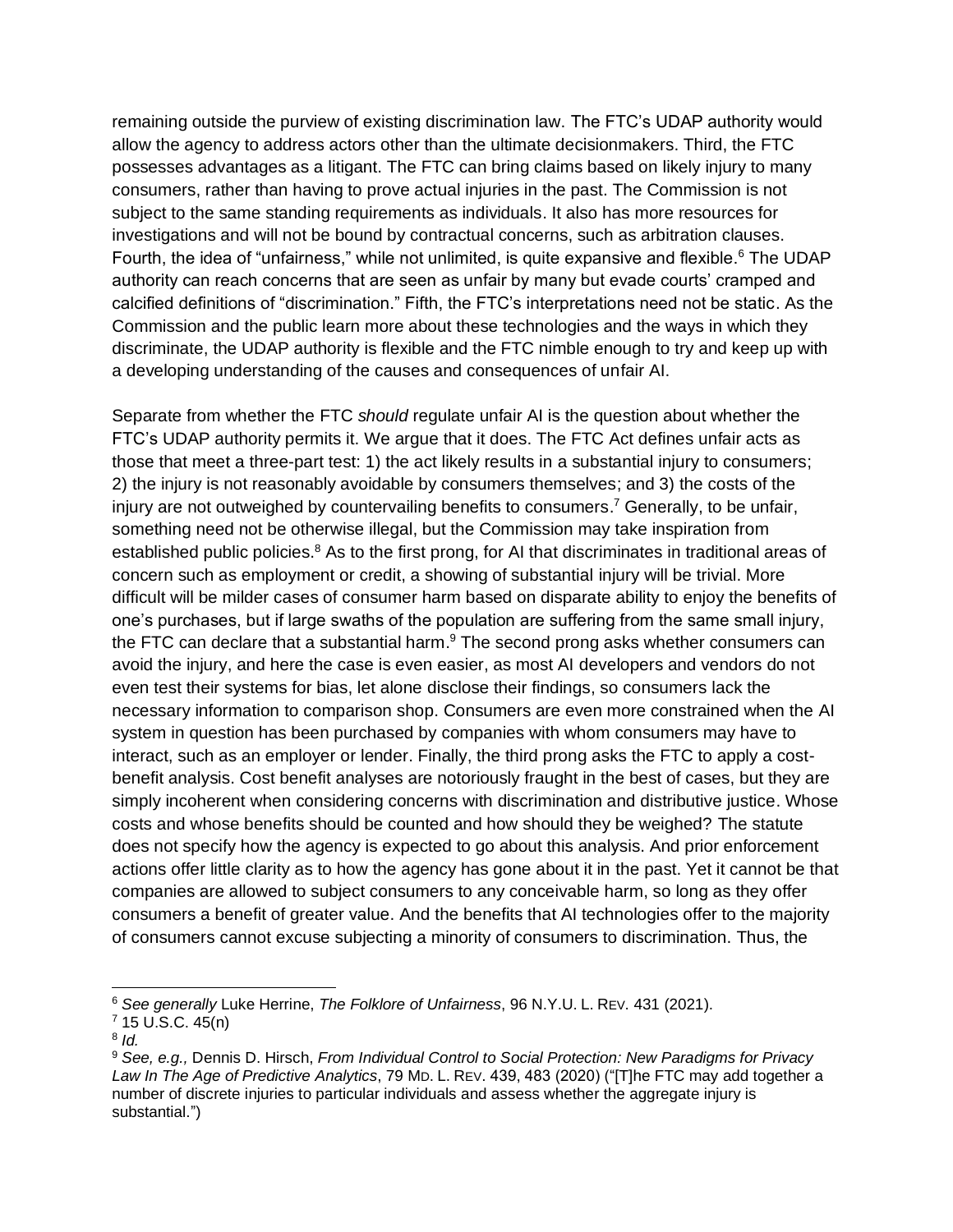remaining outside the purview of existing discrimination law. The FTC's UDAP authority would allow the agency to address actors other than the ultimate decisionmakers. Third, the FTC possesses advantages as a litigant. The FTC can bring claims based on likely injury to many consumers, rather than having to prove actual injuries in the past. The Commission is not subject to the same standing requirements as individuals. It also has more resources for investigations and will not be bound by contractual concerns, such as arbitration clauses. Fourth, the idea of "unfairness," while not unlimited, is quite expansive and flexible.[6] The UDAP authority can reach concerns that are seen as unfair by many but evade courts' cramped and calcified definitions of "discrimination." Fifth, the FTC's interpretations need not be static. As the Commission and the public learn more about these technologies and the ways in which they discriminate, the UDAP authority is flexible and the FTC nimble enough to try and keep up with a developing understanding of the causes and consequences of unfair AI.

Separate from whether the FTC *should* regulate unfair AI is the question about whether the FTC's UDAP authority permits it. We argue that it does. The FTC Act defines unfair acts as those that meet a three-part test: 1) the act likely results in a substantial injury to consumers; 2) the injury is not reasonably avoidable by consumers themselves; and 3) the costs of the injury are not outweighed by countervailing benefits to consumers.[7] Generally, to be unfair, something need not be otherwise illegal, but the Commission may take inspiration from established public policies.[8] As to the first prong, for AI that discriminates in traditional areas of concern such as employment or credit, a showing of substantial injury will be trivial. More difficult will be milder cases of consumer harm based on disparate ability to enjoy the benefits of one's purchases, but if large swaths of the population are suffering from the same small injury, the FTC can declare that a substantial harm.[9] The second prong asks whether consumers can avoid the injury, and here the case is even easier, as most AI developers and vendors do not even test their systems for bias, let alone disclose their findings, so consumers lack the necessary information to comparison shop. Consumers are even more constrained when the AI system in question has been purchased by companies with whom consumers may have to interact, such as an employer or lender. Finally, the third prong asks the FTC to apply a cost-benefit analysis. Cost benefit analyses are notoriously fraught in the best of cases, but they are simply incoherent when considering concerns with discrimination and distributive justice. Whose costs and whose benefits should be counted and how should they be weighed? The statute does not specify how the agency is expected to go about this analysis. And prior enforcement actions offer little clarity as to how the agency has gone about it in the past. Yet it cannot be that companies are allowed to subject consumers to any conceivable harm, so long as they offer consumers a benefit of greater value. And the benefits that AI technologies offer to the majority of consumers cannot excuse subjecting a minority of consumers to discrimination. Thus, the

---

[6] *See generally* Luke Herrine, *The Folklore of Unfairness*, 96 N.Y.U. L. REV. 431 (2021).

[7] 15 U.S.C. 45(n)

[8] *Id.*

[9] *See, e.g.,* Dennis D. Hirsch, *From Individual Control to Social Protection: New Paradigms for Privacy Law In The Age of Predictive Analytics*, 79 MD. L. REV. 439, 483 (2020) ("[T]he FTC may add together a number of discrete injuries to particular individuals and assess whether the aggregate injury is substantial.")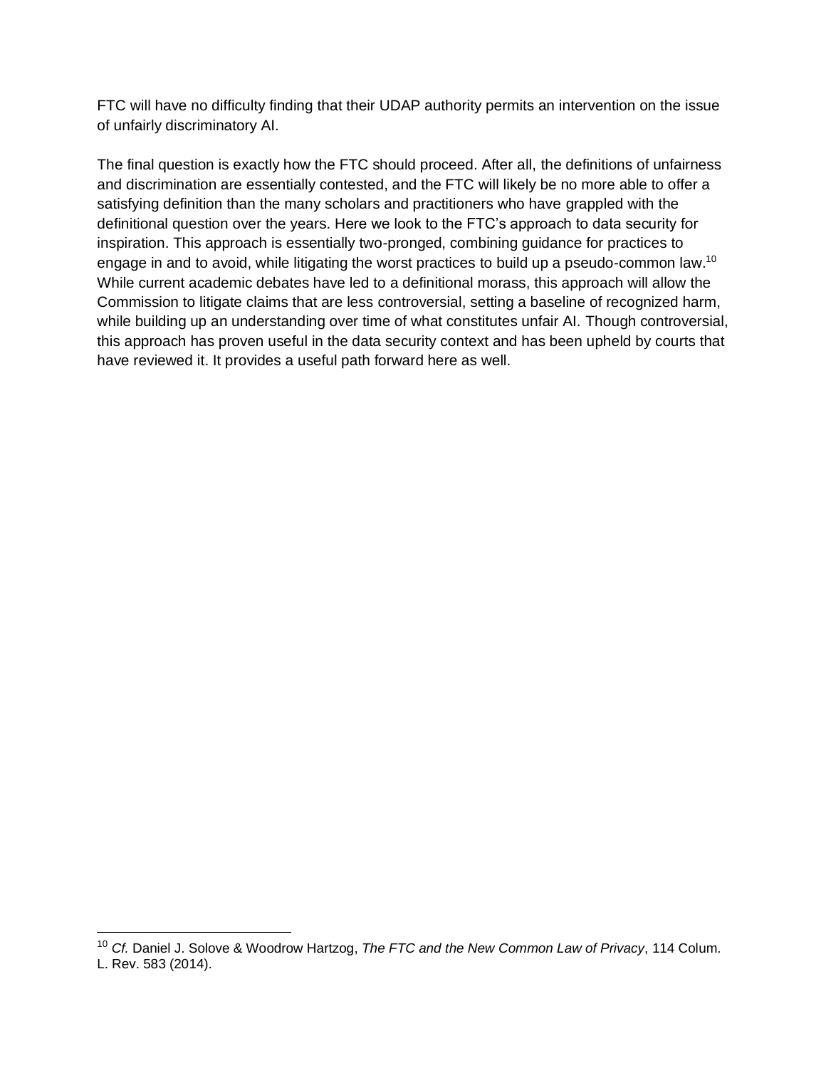FTC will have no difficulty finding that their UDAP authority permits an intervention on the issue of unfairly discriminatory AI.

The final question is exactly how the FTC should proceed. After all, the definitions of unfairness and discrimination are essentially contested, and the FTC will likely be no more able to offer a satisfying definition than the many scholars and practitioners who have grappled with the definitional question over the years. Here we look to the FTC's approach to data security for inspiration. This approach is essentially two-pronged, combining guidance for practices to engage in and to avoid, while litigating the worst practices to build up a pseudo-common law.[10] While current academic debates have led to a definitional morass, this approach will allow the Commission to litigate claims that are less controversial, setting a baseline of recognized harm, while building up an understanding over time of what constitutes unfair AI. Though controversial, this approach has proven useful in the data security context and has been upheld by courts that have reviewed it. It provides a useful path forward here as well.

---

[10] *Cf.* Daniel J. Solove & Woodrow Hartzog, *The FTC and the New Common Law of Privacy*, 114 Colum. L. Rev. 583 (2014).